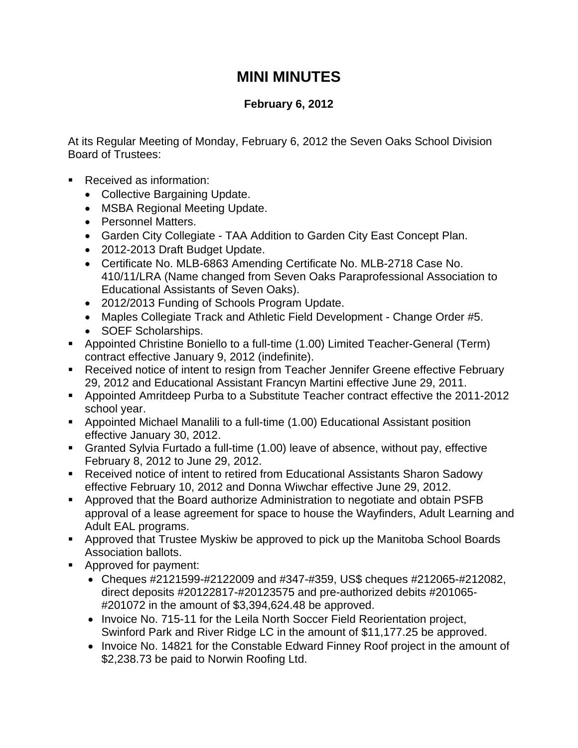# MINI MINUTES

**February 6, 2012**

At its Regular Meeting of Monday, February 6, 2012 the Seven Oaks School Division Board of Trustees:

- Received as information:
  - Collective Bargaining Update.
  - MSBA Regional Meeting Update.
  - Personnel Matters.
  - Garden City Collegiate - TAA Addition to Garden City East Concept Plan.
  - 2012-2013 Draft Budget Update.
  - Certificate No. MLB-6863 Amending Certificate No. MLB-2718 Case No. 410/11/LRA (Name changed from Seven Oaks Paraprofessional Association to Educational Assistants of Seven Oaks).
  - 2012/2013 Funding of Schools Program Update.
  - Maples Collegiate Track and Athletic Field Development - Change Order #5.
  - SOEF Scholarships.
- Appointed Christine Boniello to a full-time (1.00) Limited Teacher-General (Term) contract effective January 9, 2012 (indefinite).
- Received notice of intent to resign from Teacher Jennifer Greene effective February 29, 2012 and Educational Assistant Francyn Martini effective June 29, 2011.
- Appointed Amritdeep Purba to a Substitute Teacher contract effective the 2011-2012 school year.
- Appointed Michael Manalili to a full-time (1.00) Educational Assistant position effective January 30, 2012.
- Granted Sylvia Furtado a full-time (1.00) leave of absence, without pay, effective February 8, 2012 to June 29, 2012.
- Received notice of intent to retired from Educational Assistants Sharon Sadowy effective February 10, 2012 and Donna Wiwchar effective June 29, 2012.
- Approved that the Board authorize Administration to negotiate and obtain PSFB approval of a lease agreement for space to house the Wayfinders, Adult Learning and Adult EAL programs.
- Approved that Trustee Myskiw be approved to pick up the Manitoba School Boards Association ballots.
- Approved for payment:
  - Cheques #2121599-#2122009 and #347-#359, US$ cheques #212065-#212082, direct deposits #20122817-#20123575 and pre-authorized debits #201065-#201072 in the amount of $3,394,624.48 be approved.
  - Invoice No. 715-11 for the Leila North Soccer Field Reorientation project, Swinford Park and River Ridge LC in the amount of $11,177.25 be approved.
  - Invoice No. 14821 for the Constable Edward Finney Roof project in the amount of $2,238.73 be paid to Norwin Roofing Ltd.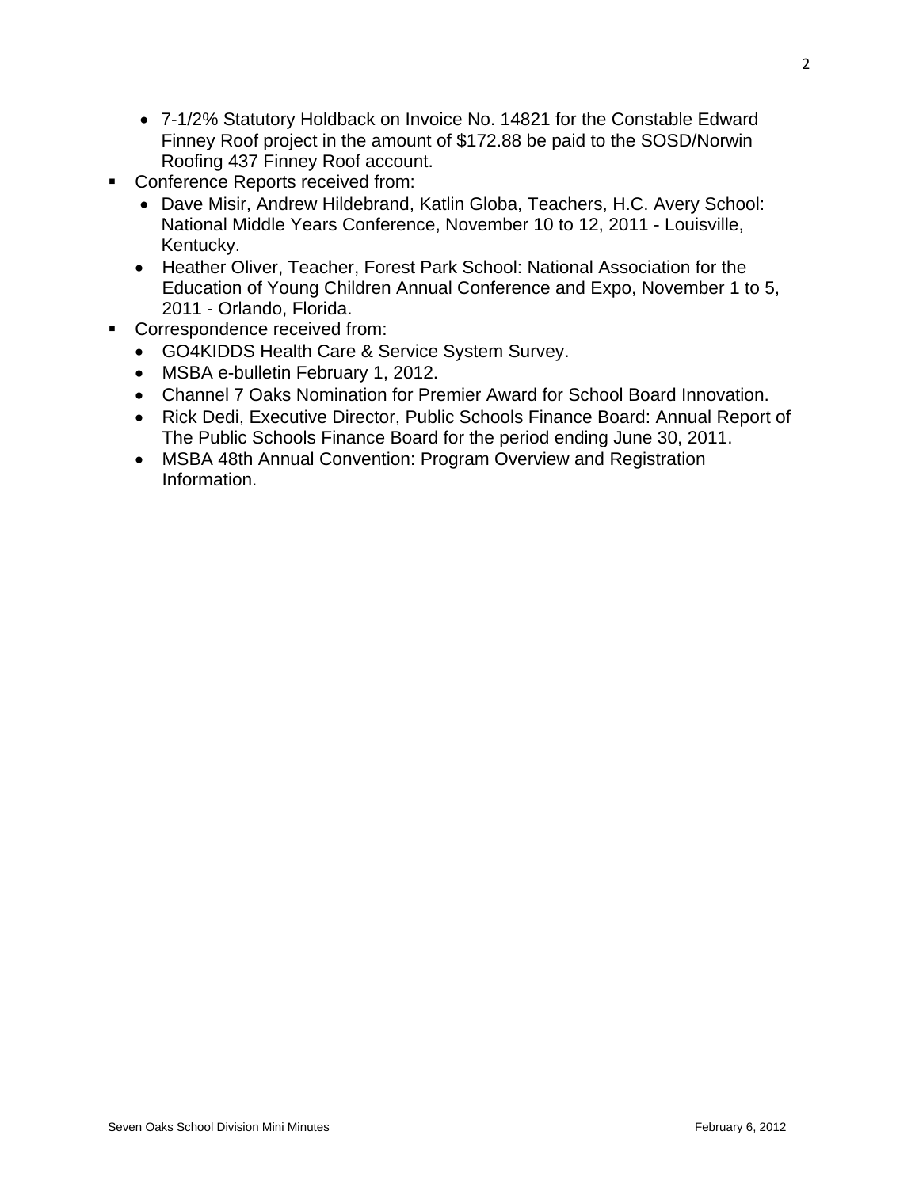- 7-1/2% Statutory Holdback on Invoice No. 14821 for the Constable Edward Finney Roof project in the amount of $172.88 be paid to the SOSD/Norwin Roofing 437 Finney Roof account.
- Conference Reports received from:
  - Dave Misir, Andrew Hildebrand, Katlin Globa, Teachers, H.C. Avery School: National Middle Years Conference, November 10 to 12, 2011 - Louisville, Kentucky.
  - Heather Oliver, Teacher, Forest Park School: National Association for the Education of Young Children Annual Conference and Expo, November 1 to 5, 2011 - Orlando, Florida.
- Correspondence received from:
  - GO4KIDDS Health Care & Service System Survey.
  - MSBA e-bulletin February 1, 2012.
  - Channel 7 Oaks Nomination for Premier Award for School Board Innovation.
  - Rick Dedi, Executive Director, Public Schools Finance Board: Annual Report of The Public Schools Finance Board for the period ending June 30, 2011.
  - MSBA 48th Annual Convention: Program Overview and Registration Information.